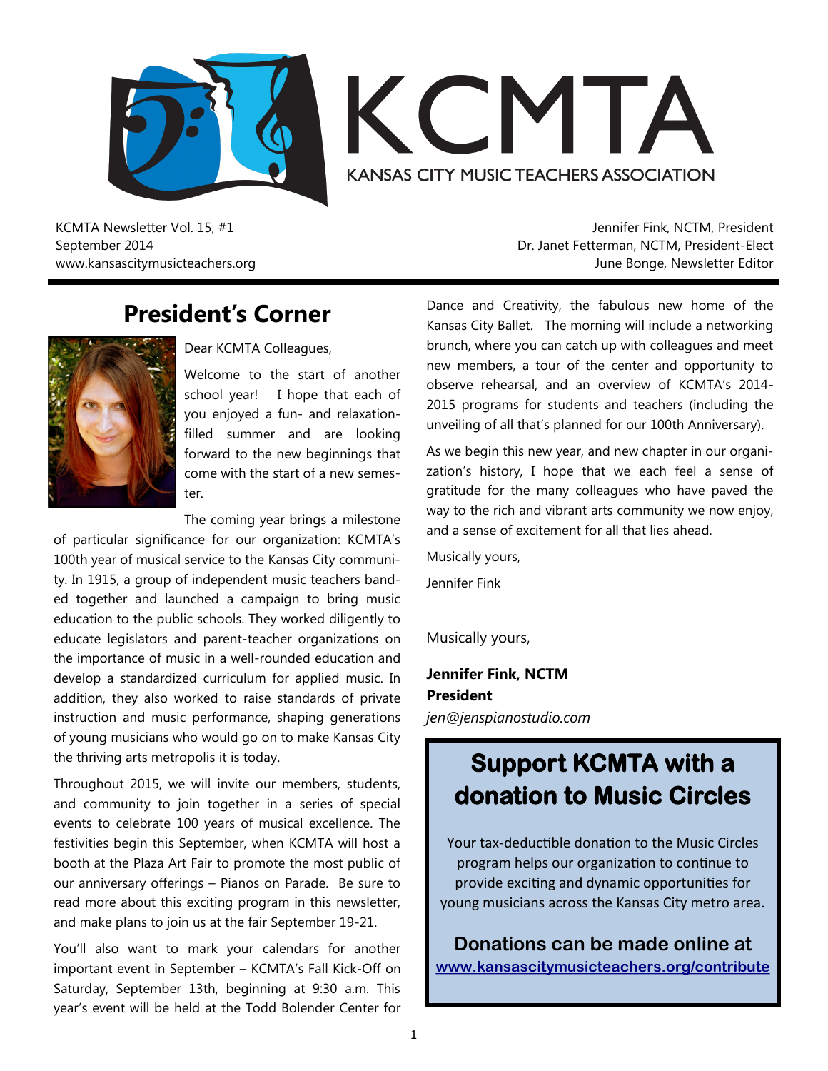# KCMTA

KANSAS CITY MUSIC TEACHERS ASSOCIATION

KCMTA Newsletter Vol. 15, #1
September 2014
www.kansascitymusicteachers.org

Jennifer Fink, NCTM, President
Dr. Janet Fetterman, NCTM, President-Elect
June Bonge, Newsletter Editor

## President's Corner

Dear KCMTA Colleagues,

Welcome to the start of another school year! I hope that each of you enjoyed a fun- and relaxation-filled summer and are looking forward to the new beginnings that come with the start of a new semester.

The coming year brings a milestone of particular significance for our organization: KCMTA's 100th year of musical service to the Kansas City community. In 1915, a group of independent music teachers banded together and launched a campaign to bring music education to the public schools. They worked diligently to educate legislators and parent-teacher organizations on the importance of music in a well-rounded education and develop a standardized curriculum for applied music. In addition, they also worked to raise standards of private instruction and music performance, shaping generations of young musicians who would go on to make Kansas City the thriving arts metropolis it is today.

Throughout 2015, we will invite our members, students, and community to join together in a series of special events to celebrate 100 years of musical excellence. The festivities begin this September, when KCMTA will host a booth at the Plaza Art Fair to promote the most public of our anniversary offerings – Pianos on Parade. Be sure to read more about this exciting program in this newsletter, and make plans to join us at the fair September 19-21.

You'll also want to mark your calendars for another important event in September – KCMTA's Fall Kick-Off on Saturday, September 13th, beginning at 9:30 a.m. This year's event will be held at the Todd Bolender Center for Dance and Creativity, the fabulous new home of the Kansas City Ballet. The morning will include a networking brunch, where you can catch up with colleagues and meet new members, a tour of the center and opportunity to observe rehearsal, and an overview of KCMTA's 2014-2015 programs for students and teachers (including the unveiling of all that's planned for our 100th Anniversary).

As we begin this new year, and new chapter in our organization's history, I hope that we each feel a sense of gratitude for the many colleagues who have paved the way to the rich and vibrant arts community we now enjoy, and a sense of excitement for all that lies ahead.

Musically yours,

Jennifer Fink

Musically yours,

**Jennifer Fink, NCTM**
**President**
*jen@jenspianostudio.com*

## Support KCMTA with a donation to Music Circles

Your tax-deductible donation to the Music Circles program helps our organization to continue to provide exciting and dynamic opportunities for young musicians across the Kansas City metro area.

**Donations can be made online at**
**www.kansascitymusicteachers.org/contribute**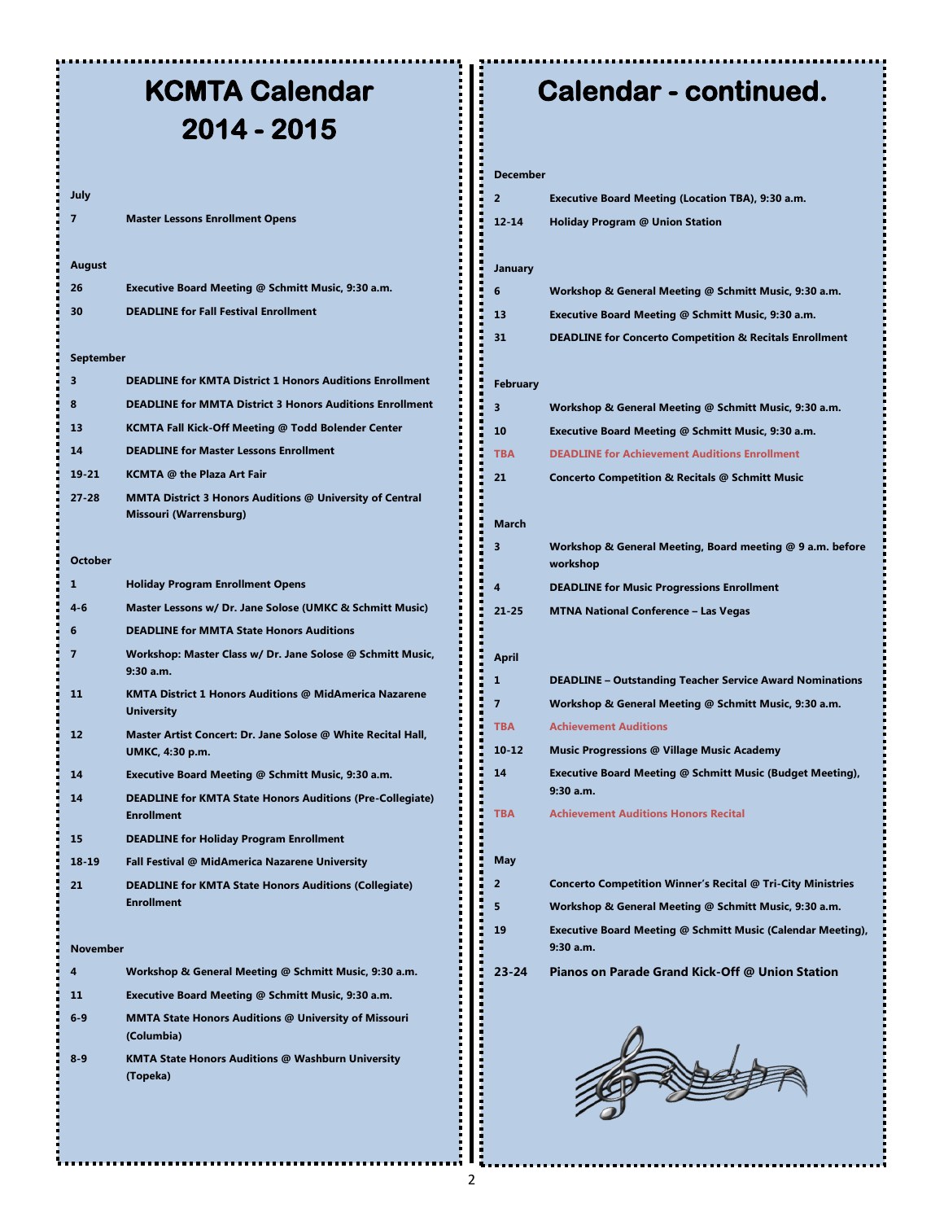# KCMTA Calendar 2014 - 2015

**July**

| | |
|---|---|
| **7** | **Master Lessons Enrollment Opens** |

**August**

| | |
|---|---|
| **26** | **Executive Board Meeting @ Schmitt Music, 9:30 a.m.** |
| **30** | **DEADLINE for Fall Festival Enrollment** |

**September**

| | |
|---|---|
| **3** | **DEADLINE for KMTA District 1 Honors Auditions Enrollment** |
| **8** | **DEADLINE for MMTA District 3 Honors Auditions Enrollment** |
| **13** | **KCMTA Fall Kick-Off Meeting @ Todd Bolender Center** |
| **14** | **DEADLINE for Master Lessons Enrollment** |
| **19-21** | **KCMTA @ the Plaza Art Fair** |
| **27-28** | **MMTA District 3 Honors Auditions @ University of Central Missouri (Warrensburg)** |

**October**

| | |
|---|---|
| **1** | **Holiday Program Enrollment Opens** |
| **4-6** | **Master Lessons w/ Dr. Jane Solose (UMKC & Schmitt Music)** |
| **6** | **DEADLINE for MMTA State Honors Auditions** |
| **7** | **Workshop: Master Class w/ Dr. Jane Solose @ Schmitt Music, 9:30 a.m.** |
| **11** | **KMTA District 1 Honors Auditions @ MidAmerica Nazarene University** |
| **12** | **Master Artist Concert: Dr. Jane Solose @ White Recital Hall, UMKC, 4:30 p.m.** |
| **14** | **Executive Board Meeting @ Schmitt Music, 9:30 a.m.** |
| **14** | **DEADLINE for KMTA State Honors Auditions (Pre-Collegiate) Enrollment** |
| **15** | **DEADLINE for Holiday Program Enrollment** |
| **18-19** | **Fall Festival @ MidAmerica Nazarene University** |
| **21** | **DEADLINE for KMTA State Honors Auditions (Collegiate) Enrollment** |

**November**

| | |
|---|---|
| **4** | **Workshop & General Meeting @ Schmitt Music, 9:30 a.m.** |
| **11** | **Executive Board Meeting @ Schmitt Music, 9:30 a.m.** |
| **6-9** | **MMTA State Honors Auditions @ University of Missouri (Columbia)** |
| **8-9** | **KMTA State Honors Auditions @ Washburn University (Topeka)** |

# Calendar - continued.

**December**

| | |
|---|---|
| **2** | **Executive Board Meeting (Location TBA), 9:30 a.m.** |
| **12-14** | **Holiday Program @ Union Station** |

**January**

| | |
|---|---|
| **6** | **Workshop & General Meeting @ Schmitt Music, 9:30 a.m.** |
| **13** | **Executive Board Meeting @ Schmitt Music, 9:30 a.m.** |
| **31** | **DEADLINE for Concerto Competition & Recitals Enrollment** |

**February**

| | |
|---|---|
| **3** | **Workshop & General Meeting @ Schmitt Music, 9:30 a.m.** |
| **10** | **Executive Board Meeting @ Schmitt Music, 9:30 a.m.** |
| **TBA** | **DEADLINE for Achievement Auditions Enrollment** |
| **21** | **Concerto Competition & Recitals @ Schmitt Music** |

**March**

| | |
|---|---|
| **3** | **Workshop & General Meeting, Board meeting @ 9 a.m. before workshop** |
| **4** | **DEADLINE for Music Progressions Enrollment** |
| **21-25** | **MTNA National Conference – Las Vegas** |

**April**

| | |
|---|---|
| **1** | **DEADLINE – Outstanding Teacher Service Award Nominations** |
| **7** | **Workshop & General Meeting @ Schmitt Music, 9:30 a.m.** |
| **TBA** | **Achievement Auditions** |
| **10-12** | **Music Progressions @ Village Music Academy** |
| **14** | **Executive Board Meeting @ Schmitt Music (Budget Meeting), 9:30 a.m.** |
| **TBA** | **Achievement Auditions Honors Recital** |

**May**

| | |
|---|---|
| **2** | **Concerto Competition Winner's Recital @ Tri-City Ministries** |
| **5** | **Workshop & General Meeting @ Schmitt Music, 9:30 a.m.** |
| **19** | **Executive Board Meeting @ Schmitt Music (Calendar Meeting), 9:30 a.m.** |
| **23-24** | **Pianos on Parade Grand Kick-Off @ Union Station** |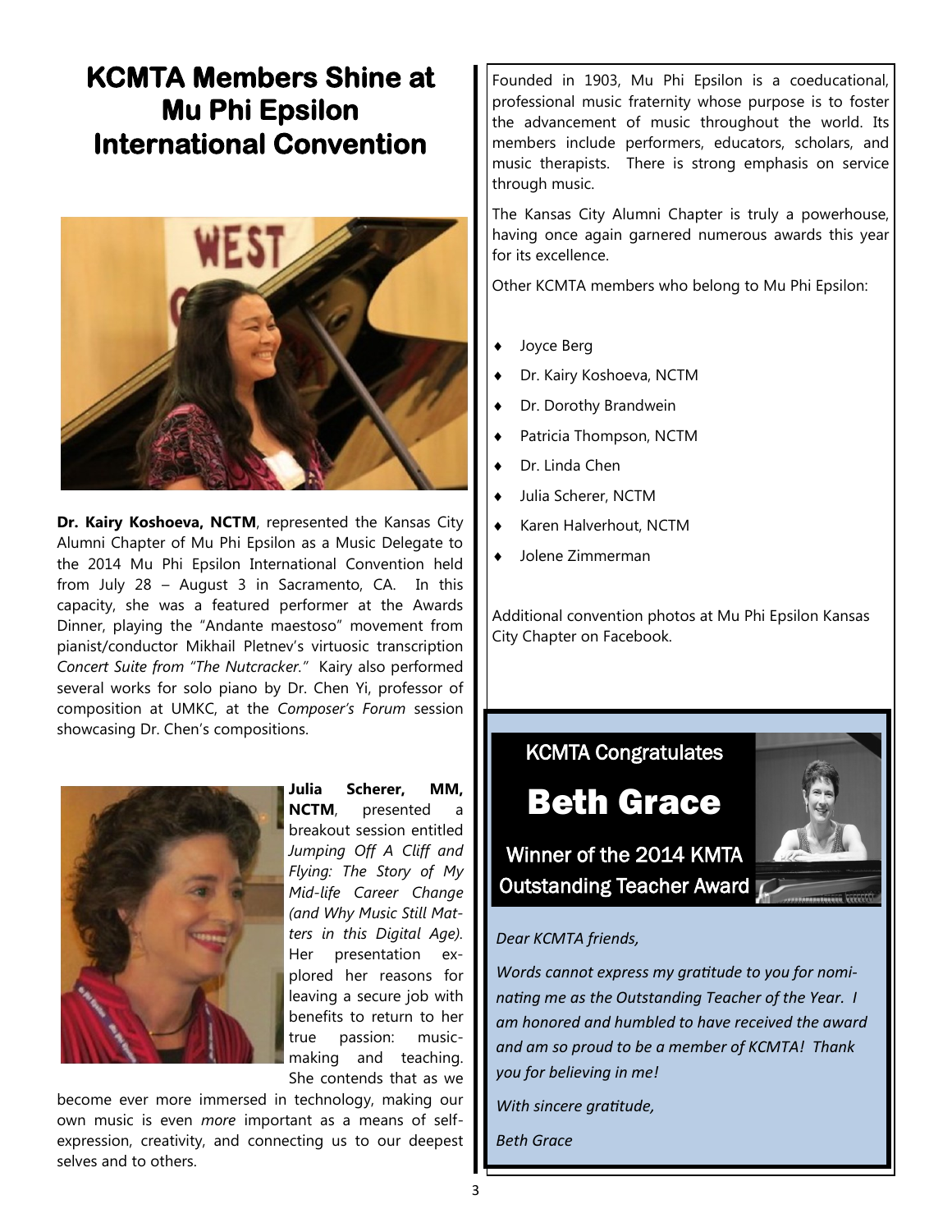# KCMTA Members Shine at Mu Phi Epsilon International Convention

**Dr. Kairy Koshoeva, NCTM**, represented the Kansas City Alumni Chapter of Mu Phi Epsilon as a Music Delegate to the 2014 Mu Phi Epsilon International Convention held from July 28 – August 3 in Sacramento, CA. In this capacity, she was a featured performer at the Awards Dinner, playing the "Andante maestoso" movement from pianist/conductor Mikhail Pletnev's virtuosic transcription *Concert Suite from "The Nutcracker."* Kairy also performed several works for solo piano by Dr. Chen Yi, professor of composition at UMKC, at the *Composer's Forum* session showcasing Dr. Chen's compositions.

**Julia Scherer, MM, NCTM**, presented a breakout session entitled *Jumping Off A Cliff and Flying: The Story of My Mid-life Career Change (and Why Music Still Matters in this Digital Age).* Her presentation explored her reasons for leaving a secure job with benefits to return to her true passion: music-making and teaching. She contends that as we become ever more immersed in technology, making our own music is even *more* important as a means of self-expression, creativity, and connecting us to our deepest selves and to others.

Founded in 1903, Mu Phi Epsilon is a coeducational, professional music fraternity whose purpose is to foster the advancement of music throughout the world. Its members include performers, educators, scholars, and music therapists. There is strong emphasis on service through music.

The Kansas City Alumni Chapter is truly a powerhouse, having once again garnered numerous awards this year for its excellence.

Other KCMTA members who belong to Mu Phi Epsilon:

- Joyce Berg
- Dr. Kairy Koshoeva, NCTM
- Dr. Dorothy Brandwein
- Patricia Thompson, NCTM
- Dr. Linda Chen
- Julia Scherer, NCTM
- Karen Halverhout, NCTM
- Jolene Zimmerman

Additional convention photos at Mu Phi Epsilon Kansas City Chapter on Facebook.

## KCMTA Congratulates

# Beth Grace

### Winner of the 2014 KMTA Outstanding Teacher Award

*Dear KCMTA friends,*

*Words cannot express my gratitude to you for nominating me as the Outstanding Teacher of the Year. I am honored and humbled to have received the award and am so proud to be a member of KCMTA! Thank you for believing in me!*

*With sincere gratitude,*

*Beth Grace*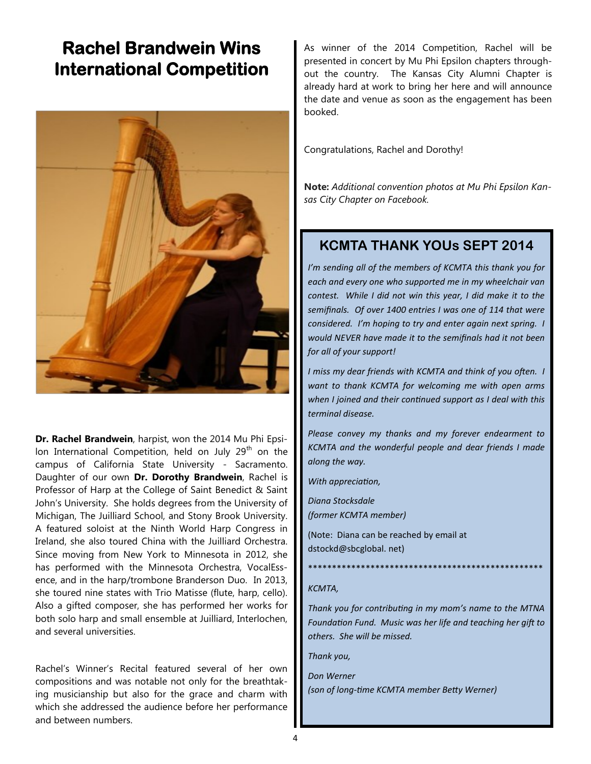# Rachel Brandwein Wins International Competition

**Dr. Rachel Brandwein**, harpist, won the 2014 Mu Phi Epsilon International Competition, held on July 29th on the campus of California State University - Sacramento. Daughter of our own **Dr. Dorothy Brandwein**, Rachel is Professor of Harp at the College of Saint Benedict & Saint John's University. She holds degrees from the University of Michigan, The Juilliard School, and Stony Brook University. A featured soloist at the Ninth World Harp Congress in Ireland, she also toured China with the Juilliard Orchestra. Since moving from New York to Minnesota in 2012, she has performed with the Minnesota Orchestra, VocalEssence, and in the harp/trombone Branderson Duo. In 2013, she toured nine states with Trio Matisse (flute, harp, cello). Also a gifted composer, she has performed her works for both solo harp and small ensemble at Juilliard, Interlochen, and several universities.

Rachel's Winner's Recital featured several of her own compositions and was notable not only for the breathtaking musicianship but also for the grace and charm with which she addressed the audience before her performance and between numbers.

As winner of the 2014 Competition, Rachel will be presented in concert by Mu Phi Epsilon chapters throughout the country. The Kansas City Alumni Chapter is already hard at work to bring her here and will announce the date and venue as soon as the engagement has been booked.

Congratulations, Rachel and Dorothy!

**Note:** *Additional convention photos at Mu Phi Epsilon Kansas City Chapter on Facebook.*

## KCMTA THANK YOUs SEPT 2014

*I'm sending all of the members of KCMTA this thank you for each and every one who supported me in my wheelchair van contest. While I did not win this year, I did make it to the semifinals. Of over 1400 entries I was one of 114 that were considered. I'm hoping to try and enter again next spring. I would NEVER have made it to the semifinals had it not been for all of your support!*

*I miss my dear friends with KCMTA and think of you often. I want to thank KCMTA for welcoming me with open arms when I joined and their continued support as I deal with this terminal disease.*

*Please convey my thanks and my forever endearment to KCMTA and the wonderful people and dear friends I made along the way.*

*With appreciation,*

*Diana Stocksdale*
*(former KCMTA member)*

(Note: Diana can be reached by email at dstockd@sbcglobal. net)

**************************************************

*KCMTA,*

*Thank you for contributing in my mom's name to the MTNA Foundation Fund. Music was her life and teaching her gift to others. She will be missed.*

*Thank you,*

*Don Werner*
*(son of long-time KCMTA member Betty Werner)*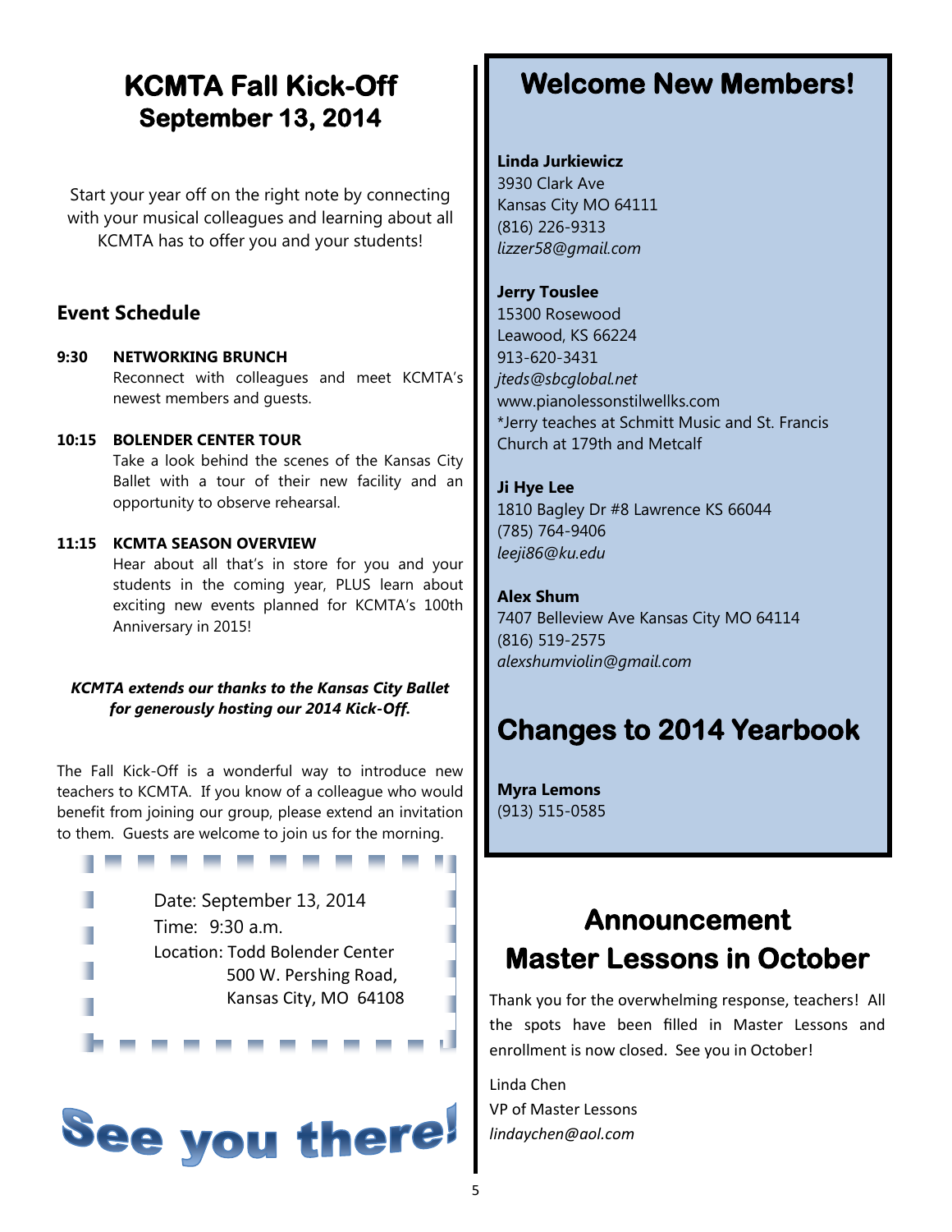# KCMTA Fall Kick-Off
## September 13, 2014

Start your year off on the right note by connecting with your musical colleagues and learning about all KCMTA has to offer you and your students!

### Event Schedule

**9:30 NETWORKING BRUNCH**
Reconnect with colleagues and meet KCMTA's newest members and guests.

**10:15 BOLENDER CENTER TOUR**
Take a look behind the scenes of the Kansas City Ballet with a tour of their new facility and an opportunity to observe rehearsal.

**11:15 KCMTA SEASON OVERVIEW**
Hear about all that's in store for you and your students in the coming year, PLUS learn about exciting new events planned for KCMTA's 100th Anniversary in 2015!

***KCMTA extends our thanks to the Kansas City Ballet for generously hosting our 2014 Kick-Off.***

The Fall Kick-Off is a wonderful way to introduce new teachers to KCMTA. If you know of a colleague who would benefit from joining our group, please extend an invitation to them. Guests are welcome to join us for the morning.

Date: September 13, 2014
Time: 9:30 a.m.
Location: Todd Bolender Center
500 W. Pershing Road,
Kansas City, MO 64108

**See you there!**

# Welcome New Members!

**Linda Jurkiewicz**
3930 Clark Ave
Kansas City MO 64111
(816) 226-9313
*lizzer58@gmail.com*

**Jerry Touslee**
15300 Rosewood
Leawood, KS 66224
913-620-3431
*jteds@sbcglobal.net*
www.pianolessonstilwellks.com
*Jerry teaches at Schmitt Music and St. Francis Church at 179th and Metcalf

**Ji Hye Lee**
1810 Bagley Dr #8 Lawrence KS 66044
(785) 764-9406
*leeji86@ku.edu*

**Alex Shum**
7407 Belleview Ave Kansas City MO 64114
(816) 519-2575
*alexshumviolin@gmail.com*

# Changes to 2014 Yearbook

**Myra Lemons**
(913) 515-0585

# Announcement
## Master Lessons in October

Thank you for the overwhelming response, teachers! All the spots have been filled in Master Lessons and enrollment is now closed. See you in October!

Linda Chen
VP of Master Lessons
*lindaychen@aol.com*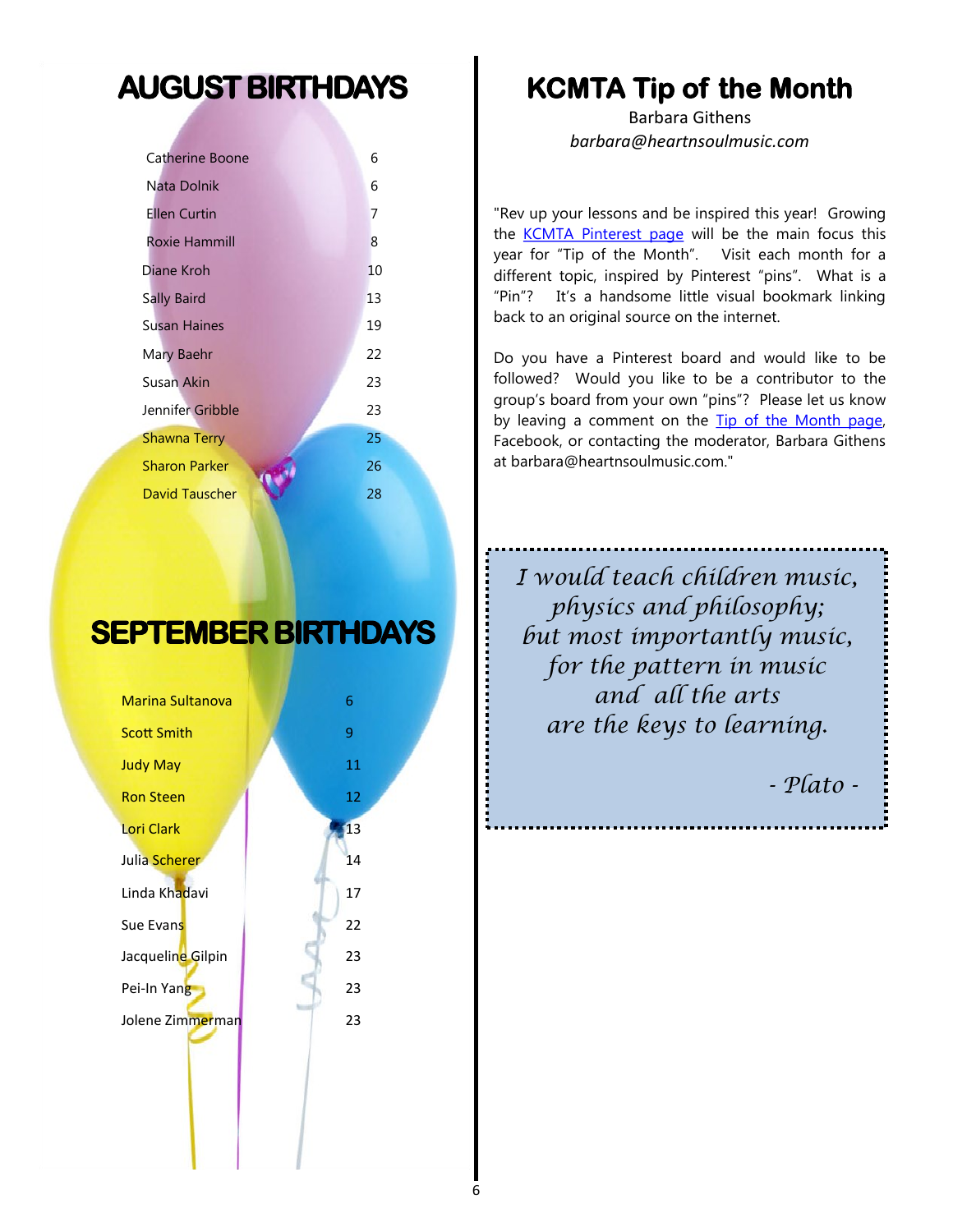# AUGUST BIRTHDAYS

| | |
|---|---|
| Catherine Boone | 6 |
| Nata Dolnik | 6 |
| Ellen Curtin | 7 |
| Roxie Hammill | 8 |
| Diane Kroh | 10 |
| Sally Baird | 13 |
| Susan Haines | 19 |
| Mary Baehr | 22 |
| Susan Akin | 23 |
| Jennifer Gribble | 23 |
| Shawna Terry | 25 |
| Sharon Parker | 26 |
| David Tauscher | 28 |

# SEPTEMBER BIRTHDAYS

| | |
|---|---|
| Marina Sultanova | 6 |
| Scott Smith | 9 |
| Judy May | 11 |
| Ron Steen | 12 |
| Lori Clark | 13 |
| Julia Scherer | 14 |
| Linda Khadavi | 17 |
| Sue Evans | 22 |
| Jacqueline Gilpin | 23 |
| Pei-In Yang | 23 |
| Jolene Zimmerman | 23 |

# KCMTA Tip of the Month

Barbara Githens

*barbara@heartnsoulmusic.com*

"Rev up your lessons and be inspired this year! Growing the KCMTA Pinterest page will be the main focus this year for "Tip of the Month". Visit each month for a different topic, inspired by Pinterest "pins". What is a "Pin"? It's a handsome little visual bookmark linking back to an original source on the internet.

Do you have a Pinterest board and would like to be followed? Would you like to be a contributor to the group's board from your own "pins"? Please let us know by leaving a comment on the Tip of the Month page, Facebook, or contacting the moderator, Barbara Githens at barbara@heartnsoulmusic.com."

*I would teach children music,*
*physics and philosophy;*
*but most importantly music,*
*for the pattern in music*
*and all the arts*
*are the keys to learning.*

*- Plato -*